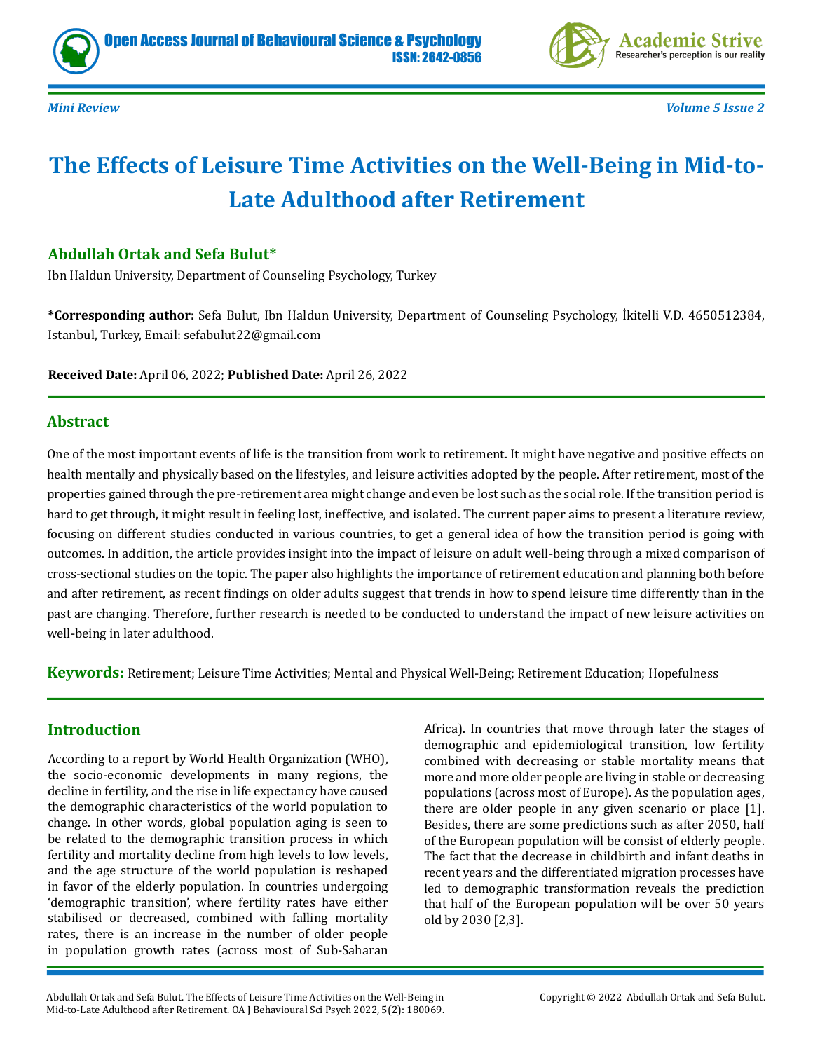Mini Review

# The Effects of Leisure Time Activities on the Well-Being in Mid-to-Late Adulthood after Retirement

**Abdullah Ortak and Sefa Bulut***

Ibn Haldun University, Department of Counseling Psychology, Turkey

**\*Corresponding author:** Sefa Bulut, Ibn Haldun University, Department of Counseling Psychology, İkitelli V.D. 4650512384, Istanbul, Turkey, Email: sefabulut22@gmail.com

**Received Date:** April 06, 2022; **Published Date:** April 26, 2022

## Abstract

One of the most important events of life is the transition from work to retirement. It might have negative and positive effects on health mentally and physically based on the lifestyles, and leisure activities adopted by the people. After retirement, most of the properties gained through the pre-retirement area might change and even be lost such as the social role. If the transition period is hard to get through, it might result in feeling lost, ineffective, and isolated. The current paper aims to present a literature review, focusing on different studies conducted in various countries, to get a general idea of how the transition period is going with outcomes. In addition, the article provides insight into the impact of leisure on adult well-being through a mixed comparison of cross-sectional studies on the topic. The paper also highlights the importance of retirement education and planning both before and after retirement, as recent findings on older adults suggest that trends in how to spend leisure time differently than in the past are changing. Therefore, further research is needed to be conducted to understand the impact of new leisure activities on well-being in later adulthood.

**Keywords:** Retirement; Leisure Time Activities; Mental and Physical Well-Being; Retirement Education; Hopefulness

## Introduction

According to a report by World Health Organization (WHO), the socio-economic developments in many regions, the decline in fertility, and the rise in life expectancy have caused the demographic characteristics of the world population to change. In other words, global population aging is seen to be related to the demographic transition process in which fertility and mortality decline from high levels to low levels, and the age structure of the world population is reshaped in favor of the elderly population. In countries undergoing 'demographic transition', where fertility rates have either stabilised or decreased, combined with falling mortality rates, there is an increase in the number of older people in population growth rates (across most of Sub-Saharan Africa). In countries that move through later the stages of demographic and epidemiological transition, low fertility combined with decreasing or stable mortality means that more and more older people are living in stable or decreasing populations (across most of Europe). As the population ages, there are older people in any given scenario or place [1]. Besides, there are some predictions such as after 2050, half of the European population will be consist of elderly people. The fact that the decrease in childbirth and infant deaths in recent years and the differentiated migration processes have led to demographic transformation reveals the prediction that half of the European population will be over 50 years old by 2030 [2,3].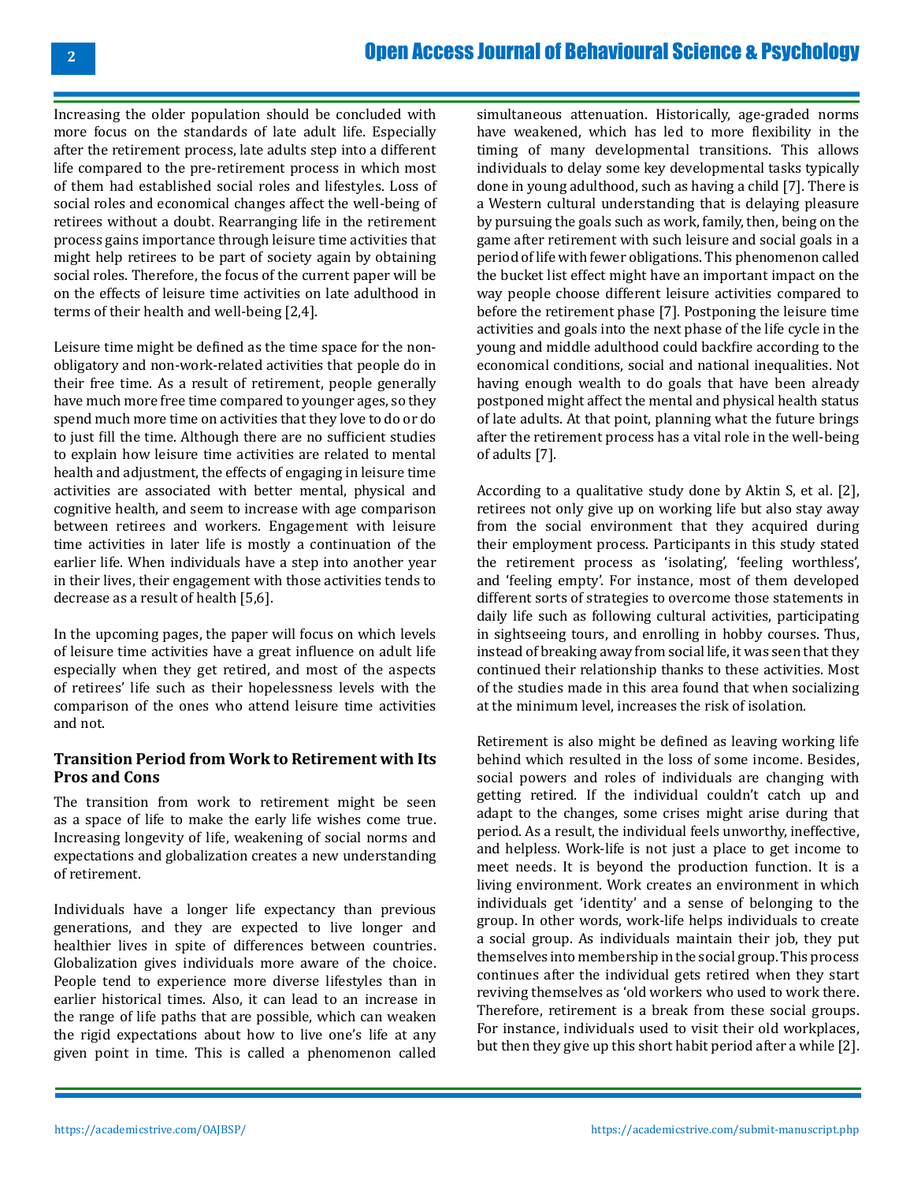Increasing the older population should be concluded with more focus on the standards of late adult life. Especially after the retirement process, late adults step into a different life compared to the pre-retirement process in which most of them had established social roles and lifestyles. Loss of social roles and economical changes affect the well-being of retirees without a doubt. Rearranging life in the retirement process gains importance through leisure time activities that might help retirees to be part of society again by obtaining social roles. Therefore, the focus of the current paper will be on the effects of leisure time activities on late adulthood in terms of their health and well-being [2,4].

Leisure time might be defined as the time space for the non-obligatory and non-work-related activities that people do in their free time. As a result of retirement, people generally have much more free time compared to younger ages, so they spend much more time on activities that they love to do or do to just fill the time. Although there are no sufficient studies to explain how leisure time activities are related to mental health and adjustment, the effects of engaging in leisure time activities are associated with better mental, physical and cognitive health, and seem to increase with age comparison between retirees and workers. Engagement with leisure time activities in later life is mostly a continuation of the earlier life. When individuals have a step into another year in their lives, their engagement with those activities tends to decrease as a result of health [5,6].

In the upcoming pages, the paper will focus on which levels of leisure time activities have a great influence on adult life especially when they get retired, and most of the aspects of retirees' life such as their hopelessness levels with the comparison of the ones who attend leisure time activities and not.

## Transition Period from Work to Retirement with Its Pros and Cons

The transition from work to retirement might be seen as a space of life to make the early life wishes come true. Increasing longevity of life, weakening of social norms and expectations and globalization creates a new understanding of retirement.

Individuals have a longer life expectancy than previous generations, and they are expected to live longer and healthier lives in spite of differences between countries. Globalization gives individuals more aware of the choice. People tend to experience more diverse lifestyles than in earlier historical times. Also, it can lead to an increase in the range of life paths that are possible, which can weaken the rigid expectations about how to live one's life at any given point in time. This is called a phenomenon called simultaneous attenuation. Historically, age-graded norms have weakened, which has led to more flexibility in the timing of many developmental transitions. This allows individuals to delay some key developmental tasks typically done in young adulthood, such as having a child [7]. There is a Western cultural understanding that is delaying pleasure by pursuing the goals such as work, family, then, being on the game after retirement with such leisure and social goals in a period of life with fewer obligations. This phenomenon called the bucket list effect might have an important impact on the way people choose different leisure activities compared to before the retirement phase [7]. Postponing the leisure time activities and goals into the next phase of the life cycle in the young and middle adulthood could backfire according to the economical conditions, social and national inequalities. Not having enough wealth to do goals that have been already postponed might affect the mental and physical health status of late adults. At that point, planning what the future brings after the retirement process has a vital role in the well-being of adults [7].

According to a qualitative study done by Aktin S, et al. [2], retirees not only give up on working life but also stay away from the social environment that they acquired during their employment process. Participants in this study stated the retirement process as 'isolating', 'feeling worthless', and 'feeling empty'. For instance, most of them developed different sorts of strategies to overcome those statements in daily life such as following cultural activities, participating in sightseeing tours, and enrolling in hobby courses. Thus, instead of breaking away from social life, it was seen that they continued their relationship thanks to these activities. Most of the studies made in this area found that when socializing at the minimum level, increases the risk of isolation.

Retirement is also might be defined as leaving working life behind which resulted in the loss of some income. Besides, social powers and roles of individuals are changing with getting retired. If the individual couldn't catch up and adapt to the changes, some crises might arise during that period. As a result, the individual feels unworthy, ineffective, and helpless. Work-life is not just a place to get income to meet needs. It is beyond the production function. It is a living environment. Work creates an environment in which individuals get 'identity' and a sense of belonging to the group. In other words, work-life helps individuals to create a social group. As individuals maintain their job, they put themselves into membership in the social group. This process continues after the individual gets retired when they start reviving themselves as 'old workers who used to work there. Therefore, retirement is a break from these social groups. For instance, individuals used to visit their old workplaces, but then they give up this short habit period after a while [2].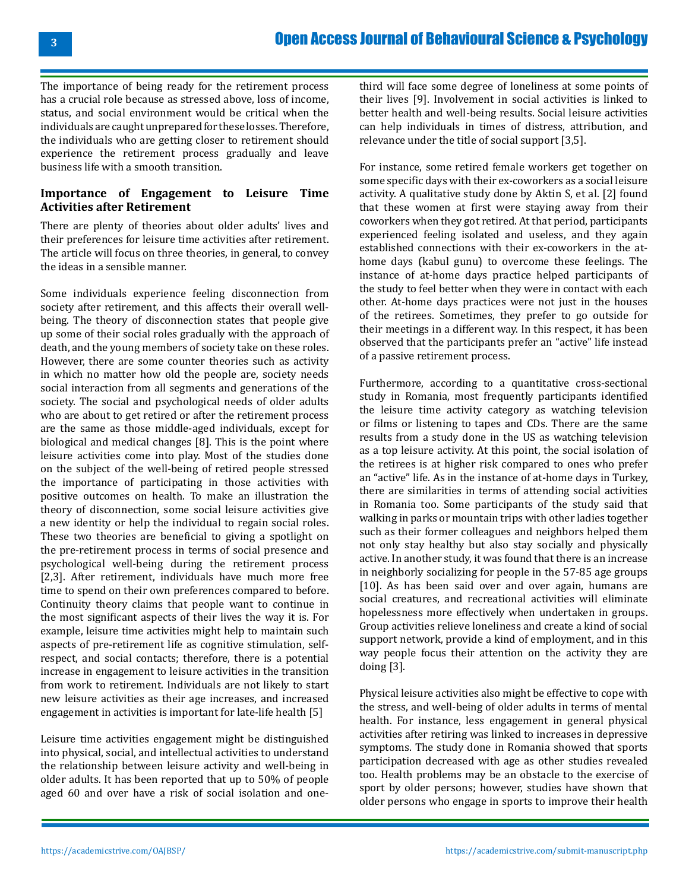The importance of being ready for the retirement process has a crucial role because as stressed above, loss of income, status, and social environment would be critical when the individuals are caught unprepared for these losses. Therefore, the individuals who are getting closer to retirement should experience the retirement process gradually and leave business life with a smooth transition.

### Importance of Engagement to Leisure Time Activities after Retirement

There are plenty of theories about older adults' lives and their preferences for leisure time activities after retirement. The article will focus on three theories, in general, to convey the ideas in a sensible manner.

Some individuals experience feeling disconnection from society after retirement, and this affects their overall well-being. The theory of disconnection states that people give up some of their social roles gradually with the approach of death, and the young members of society take on these roles. However, there are some counter theories such as activity in which no matter how old the people are, society needs social interaction from all segments and generations of the society. The social and psychological needs of older adults who are about to get retired or after the retirement process are the same as those middle-aged individuals, except for biological and medical changes [8]. This is the point where leisure activities come into play. Most of the studies done on the subject of the well-being of retired people stressed the importance of participating in those activities with positive outcomes on health. To make an illustration the theory of disconnection, some social leisure activities give a new identity or help the individual to regain social roles. These two theories are beneficial to giving a spotlight on the pre-retirement process in terms of social presence and psychological well-being during the retirement process [2,3]. After retirement, individuals have much more free time to spend on their own preferences compared to before. Continuity theory claims that people want to continue in the most significant aspects of their lives the way it is. For example, leisure time activities might help to maintain such aspects of pre-retirement life as cognitive stimulation, self-respect, and social contacts; therefore, there is a potential increase in engagement to leisure activities in the transition from work to retirement. Individuals are not likely to start new leisure activities as their age increases, and increased engagement in activities is important for late-life health [5]

Leisure time activities engagement might be distinguished into physical, social, and intellectual activities to understand the relationship between leisure activity and well-being in older adults. It has been reported that up to 50% of people aged 60 and over have a risk of social isolation and one-third will face some degree of loneliness at some points of their lives [9]. Involvement in social activities is linked to better health and well-being results. Social leisure activities can help individuals in times of distress, attribution, and relevance under the title of social support [3,5].

For instance, some retired female workers get together on some specific days with their ex-coworkers as a social leisure activity. A qualitative study done by Aktin S, et al. [2] found that these women at first were staying away from their coworkers when they got retired. At that period, participants experienced feeling isolated and useless, and they again established connections with their ex-coworkers in the at-home days (kabul gunu) to overcome these feelings. The instance of at-home days practice helped participants of the study to feel better when they were in contact with each other. At-home days practices were not just in the houses of the retirees. Sometimes, they prefer to go outside for their meetings in a different way. In this respect, it has been observed that the participants prefer an "active" life instead of a passive retirement process.

Furthermore, according to a quantitative cross-sectional study in Romania, most frequently participants identified the leisure time activity category as watching television or films or listening to tapes and CDs. There are the same results from a study done in the US as watching television as a top leisure activity. At this point, the social isolation of the retirees is at higher risk compared to ones who prefer an "active" life. As in the instance of at-home days in Turkey, there are similarities in terms of attending social activities in Romania too. Some participants of the study said that walking in parks or mountain trips with other ladies together such as their former colleagues and neighbors helped them not only stay healthy but also stay socially and physically active. In another study, it was found that there is an increase in neighborly socializing for people in the 57-85 age groups [10]. As has been said over and over again, humans are social creatures, and recreational activities will eliminate hopelessness more effectively when undertaken in groups. Group activities relieve loneliness and create a kind of social support network, provide a kind of employment, and in this way people focus their attention on the activity they are doing [3].

Physical leisure activities also might be effective to cope with the stress, and well-being of older adults in terms of mental health. For instance, less engagement in general physical activities after retiring was linked to increases in depressive symptoms. The study done in Romania showed that sports participation decreased with age as other studies revealed too. Health problems may be an obstacle to the exercise of sport by older persons; however, studies have shown that older persons who engage in sports to improve their health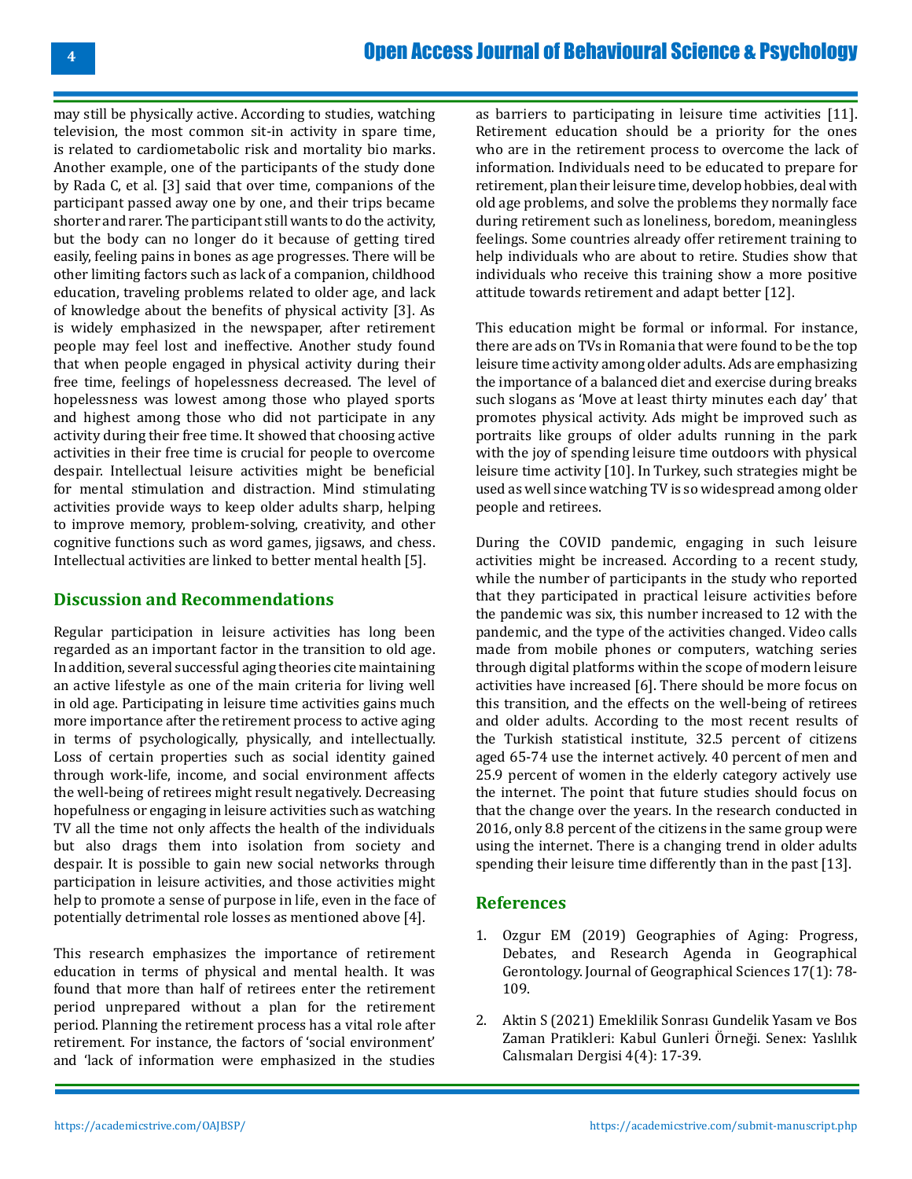may still be physically active. According to studies, watching television, the most common sit-in activity in spare time, is related to cardiometabolic risk and mortality bio marks. Another example, one of the participants of the study done by Rada C, et al. [3] said that over time, companions of the participant passed away one by one, and their trips became shorter and rarer. The participant still wants to do the activity, but the body can no longer do it because of getting tired easily, feeling pains in bones as age progresses. There will be other limiting factors such as lack of a companion, childhood education, traveling problems related to older age, and lack of knowledge about the benefits of physical activity [3]. As is widely emphasized in the newspaper, after retirement people may feel lost and ineffective. Another study found that when people engaged in physical activity during their free time, feelings of hopelessness decreased. The level of hopelessness was lowest among those who played sports and highest among those who did not participate in any activity during their free time. It showed that choosing active activities in their free time is crucial for people to overcome despair. Intellectual leisure activities might be beneficial for mental stimulation and distraction. Mind stimulating activities provide ways to keep older adults sharp, helping to improve memory, problem-solving, creativity, and other cognitive functions such as word games, jigsaws, and chess. Intellectual activities are linked to better mental health [5].

## Discussion and Recommendations

Regular participation in leisure activities has long been regarded as an important factor in the transition to old age. In addition, several successful aging theories cite maintaining an active lifestyle as one of the main criteria for living well in old age. Participating in leisure time activities gains much more importance after the retirement process to active aging in terms of psychologically, physically, and intellectually. Loss of certain properties such as social identity gained through work-life, income, and social environment affects the well-being of retirees might result negatively. Decreasing hopefulness or engaging in leisure activities such as watching TV all the time not only affects the health of the individuals but also drags them into isolation from society and despair. It is possible to gain new social networks through participation in leisure activities, and those activities might help to promote a sense of purpose in life, even in the face of potentially detrimental role losses as mentioned above [4].

This research emphasizes the importance of retirement education in terms of physical and mental health. It was found that more than half of retirees enter the retirement period unprepared without a plan for the retirement period. Planning the retirement process has a vital role after retirement. For instance, the factors of 'social environment' and 'lack of information were emphasized in the studies as barriers to participating in leisure time activities [11]. Retirement education should be a priority for the ones who are in the retirement process to overcome the lack of information. Individuals need to be educated to prepare for retirement, plan their leisure time, develop hobbies, deal with old age problems, and solve the problems they normally face during retirement such as loneliness, boredom, meaningless feelings. Some countries already offer retirement training to help individuals who are about to retire. Studies show that individuals who receive this training show a more positive attitude towards retirement and adapt better [12].

This education might be formal or informal. For instance, there are ads on TVs in Romania that were found to be the top leisure time activity among older adults. Ads are emphasizing the importance of a balanced diet and exercise during breaks such slogans as 'Move at least thirty minutes each day' that promotes physical activity. Ads might be improved such as portraits like groups of older adults running in the park with the joy of spending leisure time outdoors with physical leisure time activity [10]. In Turkey, such strategies might be used as well since watching TV is so widespread among older people and retirees.

During the COVID pandemic, engaging in such leisure activities might be increased. According to a recent study, while the number of participants in the study who reported that they participated in practical leisure activities before the pandemic was six, this number increased to 12 with the pandemic, and the type of the activities changed. Video calls made from mobile phones or computers, watching series through digital platforms within the scope of modern leisure activities have increased [6]. There should be more focus on this transition, and the effects on the well-being of retirees and older adults. According to the most recent results of the Turkish statistical institute, 32.5 percent of citizens aged 65-74 use the internet actively. 40 percent of men and 25.9 percent of women in the elderly category actively use the internet. The point that future studies should focus on that the change over the years. In the research conducted in 2016, only 8.8 percent of the citizens in the same group were using the internet. There is a changing trend in older adults spending their leisure time differently than in the past [13].

## References

1. Ozgur EM (2019) Geographies of Aging: Progress, Debates, and Research Agenda in Geographical Gerontology. Journal of Geographical Sciences 17(1): 78-109.

2. Aktin S (2021) Emeklilik Sonrası Gundelik Yasam ve Bos Zaman Pratikleri: Kabul Gunleri Örneği. Senex: Yaslılık Calısmaları Dergisi 4(4): 17-39.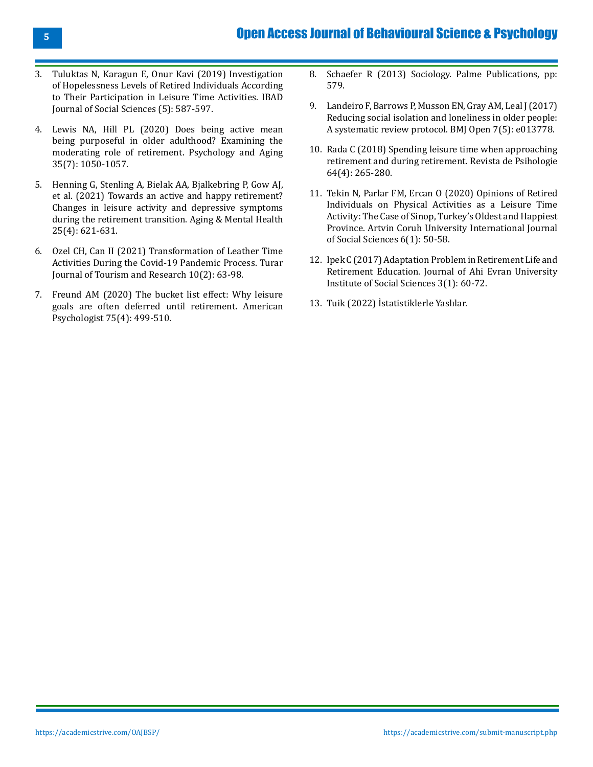3. Tuluktas N, Karagun E, Onur Kavi (2019) Investigation of Hopelessness Levels of Retired Individuals According to Their Participation in Leisure Time Activities. IBAD Journal of Social Sciences (5): 587-597.

4. Lewis NA, Hill PL (2020) Does being active mean being purposeful in older adulthood? Examining the moderating role of retirement. Psychology and Aging 35(7): 1050-1057.

5. Henning G, Stenling A, Bielak AA, Bjalkebring P, Gow AJ, et al. (2021) Towards an active and happy retirement? Changes in leisure activity and depressive symptoms during the retirement transition. Aging & Mental Health 25(4): 621-631.

6. Ozel CH, Can II (2021) Transformation of Leather Time Activities During the Covid-19 Pandemic Process. Turar Journal of Tourism and Research 10(2): 63-98.

7. Freund AM (2020) The bucket list effect: Why leisure goals are often deferred until retirement. American Psychologist 75(4): 499-510.

8. Schaefer R (2013) Sociology. Palme Publications, pp: 579.

9. Landeiro F, Barrows P, Musson EN, Gray AM, Leal J (2017) Reducing social isolation and loneliness in older people: A systematic review protocol. BMJ Open 7(5): e013778.

10. Rada C (2018) Spending leisure time when approaching retirement and during retirement. Revista de Psihologie 64(4): 265-280.

11. Tekin N, Parlar FM, Ercan O (2020) Opinions of Retired Individuals on Physical Activities as a Leisure Time Activity: The Case of Sinop, Turkey's Oldest and Happiest Province. Artvin Coruh University International Journal of Social Sciences 6(1): 50-58.

12. Ipek C (2017) Adaptation Problem in Retirement Life and Retirement Education. Journal of Ahi Evran University Institute of Social Sciences 3(1): 60-72.

13. Tuik (2022) İstatistiklerle Yaslılar.